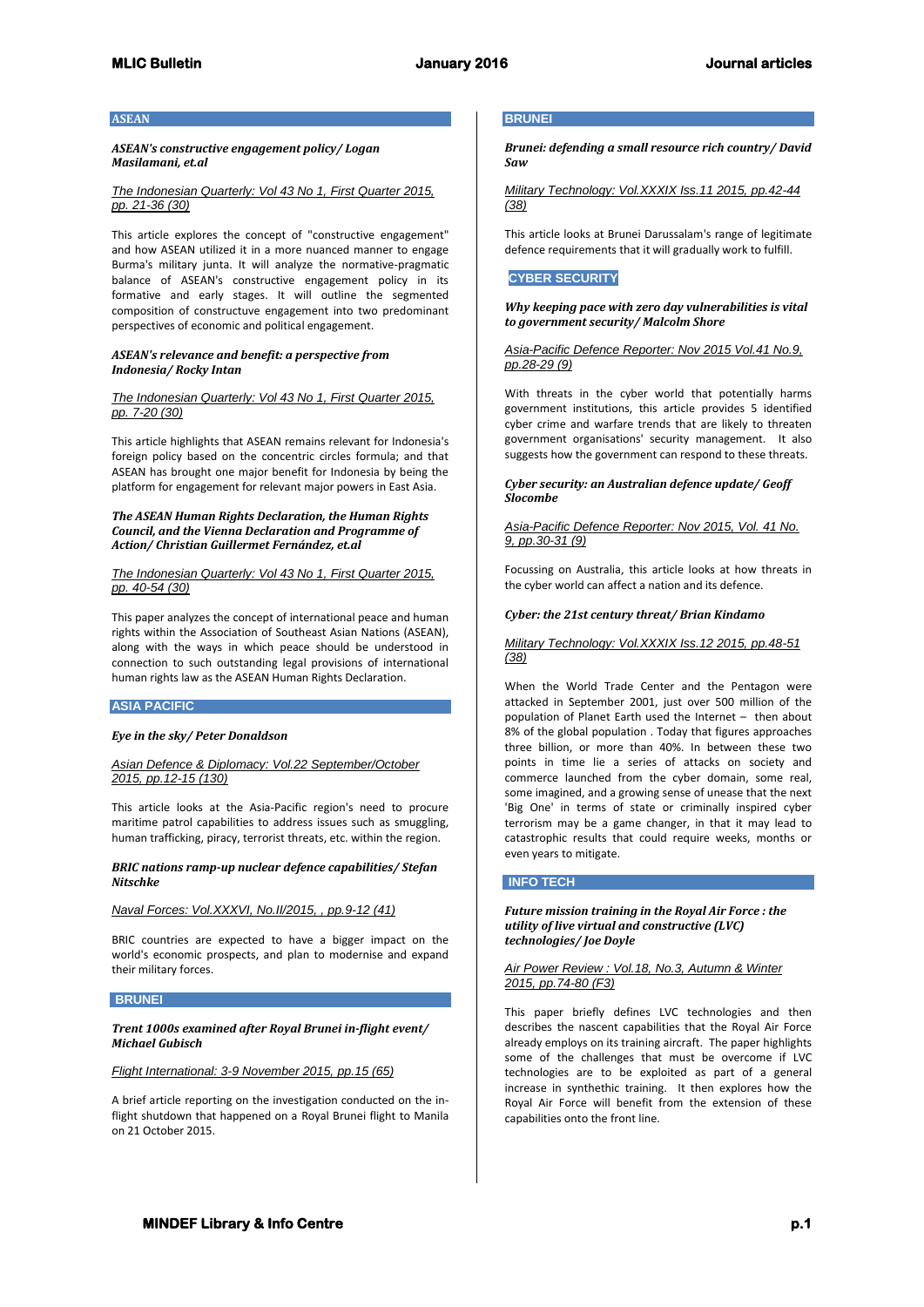## ASEAN

***ASEAN's constructive engagement policy/ Logan Masilamani, et.al***

The Indonesian Quarterly: Vol 43 No 1, First Quarter 2015, pp. 21-36 (30)

This article explores the concept of "constructive engagement" and how ASEAN utilized it in a more nuanced manner to engage Burma's military junta. It will analyze the normative-pragmatic balance of ASEAN's constructive engagement policy in its formative and early stages. It will outline the segmented composition of constructuve engagement into two predominant perspectives of economic and political engagement.

***ASEAN's relevance and benefit: a perspective from Indonesia/ Rocky Intan***

The Indonesian Quarterly: Vol 43 No 1, First Quarter 2015, pp. 7-20 (30)

This article highlights that ASEAN remains relevant for Indonesia's foreign policy based on the concentric circles formula; and that ASEAN has brought one major benefit for Indonesia by being the platform for engagement for relevant major powers in East Asia.

***The ASEAN Human Rights Declaration, the Human Rights Council, and the Vienna Declaration and Programme of Action/ Christian Guillermet Fernández, et.al***

The Indonesian Quarterly: Vol 43 No 1, First Quarter 2015, pp. 40-54 (30)

This paper analyzes the concept of international peace and human rights within the Association of Southeast Asian Nations (ASEAN), along with the ways in which peace should be understood in connection to such outstanding legal provisions of international human rights law as the ASEAN Human Rights Declaration.

## ASIA PACIFIC

***Eye in the sky/ Peter Donaldson***

Asian Defence & Diplomacy: Vol.22 September/October 2015, pp.12-15 (130)

This article looks at the Asia-Pacific region's need to procure maritime patrol capabilities to address issues such as smuggling, human trafficking, piracy, terrorist threats, etc. within the region.

***BRIC nations ramp-up nuclear defence capabilities/ Stefan Nitschke***

Naval Forces: Vol.XXXVI, No.II/2015, , pp.9-12 (41)

BRIC countries are expected to have a bigger impact on the world's economic prospects, and plan to modernise and expand their military forces.

## BRUNEI

***Trent 1000s examined after Royal Brunei in-flight event/ Michael Gubisch***

Flight International: 3-9 November 2015, pp.15 (65)

A brief article reporting on the investigation conducted on the in-flight shutdown that happened on a Royal Brunei flight to Manila on 21 October 2015.

## BRUNEI

***Brunei: defending a small resource rich country/ David Saw***

Military Technology: Vol.XXXIX Iss.11 2015, pp.42-44 (38)

This article looks at Brunei Darussalam's range of legitimate defence requirements that it will gradually work to fulfill.

## CYBER SECURITY

***Why keeping pace with zero day vulnerabilities is vital to government security/ Malcolm Shore***

Asia-Pacific Defence Reporter: Nov 2015 Vol.41 No.9, pp.28-29 (9)

With threats in the cyber world that potentially harms government institutions, this article provides 5 identified cyber crime and warfare trends that are likely to threaten government organisations' security management. It also suggests how the government can respond to these threats.

***Cyber security: an Australian defence update/ Geoff Slocombe***

Asia-Pacific Defence Reporter: Nov 2015, Vol. 41 No. 9, pp.30-31 (9)

Focussing on Australia, this article looks at how threats in the cyber world can affect a nation and its defence.

***Cyber: the 21st century threat/ Brian Kindamo***

Military Technology: Vol.XXXIX Iss.12 2015, pp.48-51 (38)

When the World Trade Center and the Pentagon were attacked in September 2001, just over 500 million of the population of Planet Earth used the Internet – then about 8% of the global population . Today that figures approaches three billion, or more than 40%. In between these two points in time lie a series of attacks on society and commerce launched from the cyber domain, some real, some imagined, and a growing sense of unease that the next 'Big One' in terms of state or criminally inspired cyber terrorism may be a game changer, in that it may lead to catastrophic results that could require weeks, months or even years to mitigate.

## INFO TECH

***Future mission training in the Royal Air Force : the utility of live virtual and constructive (LVC) technologies/ Joe Doyle***

Air Power Review : Vol.18, No.3, Autumn & Winter 2015, pp.74-80 (F3)

This paper briefly defines LVC technologies and then describes the nascent capabilities that the Royal Air Force already employs on its training aircraft. The paper highlights some of the challenges that must be overcome if LVC technologies are to be exploited as part of a general increase in synthethic training. It then explores how the Royal Air Force will benefit from the extension of these capabilities onto the front line.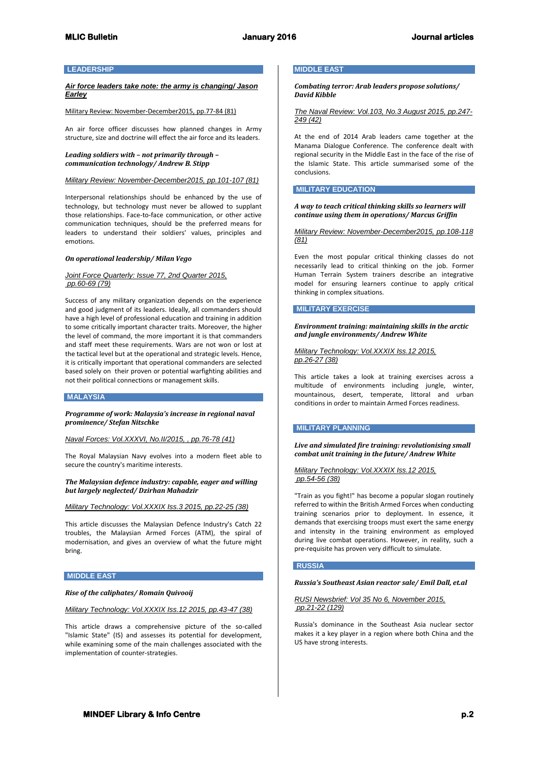## LEADERSHIP

***Air force leaders take note: the army is changing/ Jason Earley***

Military Review: November-December2015, pp.77-84 (81)

An air force officer discusses how planned changes in Army structure, size and doctrine will effect the air force and its leaders.

***Leading soldiers with – not primarily through – communication technology/ Andrew B. Stipp***

*Military Review: November-December2015, pp.101-107 (81)*

Interpersonal relationships should be enhanced by the use of technology, but technology must never be allowed to supplant those relationships. Face-to-face communication, or other active communication techniques, should be the preferred means for leaders to understand their soldiers' values, principles and emotions.

***On operational leadership/ Milan Vego***

*Joint Force Quarterly: Issue 77, 2nd Quarter 2015, pp.60-69 (79)*

Success of any military organization depends on the experience and good judgment of its leaders. Ideally, all commanders should have a high level of professional education and training in addition to some critically important character traits. Moreover, the higher the level of command, the more important it is that commanders and staff meet these requirements. Wars are not won or lost at the tactical level but at the operational and strategic levels. Hence, it is critically important that operational commanders are selected based solely on their proven or potential warfighting abilities and not their political connections or management skills.

## MALAYSIA

***Programme of work: Malaysia's increase in regional naval prominence/ Stefan Nitschke***

*Naval Forces: Vol.XXXVI, No.II/2015, , pp.76-78 (41)*

The Royal Malaysian Navy evolves into a modern fleet able to secure the country's maritime interests.

***The Malaysian defence industry: capable, eager and willing but largely neglected/ Dzirhan Mahadzir***

*Military Technology: Vol.XXXIX Iss.3 2015, pp.22-25 (38)*

This article discusses the Malaysian Defence Industry's Catch 22 troubles, the Malaysian Armed Forces (ATM), the spiral of modernisation, and gives an overview of what the future might bring.

## MIDDLE EAST

***Rise of the caliphates/ Romain Quivooij***

*Military Technology: Vol.XXXIX Iss.12 2015, pp.43-47 (38)*

This article draws a comprehensive picture of the so-called "Islamic State" (IS) and assesses its potential for development, while examining some of the main challenges associated with the implementation of counter-strategies.

## MIDDLE EAST

***Combating terror: Arab leaders propose solutions/ David Kibble***

*The Naval Review: Vol.103, No.3 August 2015, pp.247-249 (42)*

At the end of 2014 Arab leaders came together at the Manama Dialogue Conference. The conference dealt with regional security in the Middle East in the face of the rise of the Islamic State. This article summarised some of the conclusions.

## MILITARY EDUCATION

***A way to teach critical thinking skills so learners will continue using them in operations/ Marcus Griffin***

*Military Review: November-December2015, pp.108-118 (81)*

Even the most popular critical thinking classes do not necessarily lead to critical thinking on the job. Former Human Terrain System trainers describe an integrative model for ensuring learners continue to apply critical thinking in complex situations.

## MILITARY EXERCISE

***Environment training: maintaining skills in the arctic and jungle environments/ Andrew White***

*Military Technology: Vol.XXXIX Iss.12 2015, pp.26-27 (38)*

This article takes a look at training exercises across a multitude of environments including jungle, winter, mountainous, desert, temperate, littoral and urban conditions in order to maintain Armed Forces readiness.

## MILITARY PLANNING

***Live and simulated fire training: revolutionising small combat unit training in the future/ Andrew White***

*Military Technology: Vol.XXXIX Iss.12 2015, pp.54-56 (38)*

"Train as you fight!" has become a popular slogan routinely referred to within the British Armed Forces when conducting training scenarios prior to deployment. In essence, it demands that exercising troops must exert the same energy and intensity in the training environment as employed during live combat operations. However, in reality, such a pre-requisite has proven very difficult to simulate.

## RUSSIA

***Russia's Southeast Asian reactor sale/ Emil Dall, et.al***

*RUSI Newsbrief: Vol 35 No 6, November 2015, pp.21-22 (129)*

Russia's dominance in the Southeast Asia nuclear sector makes it a key player in a region where both China and the US have strong interests.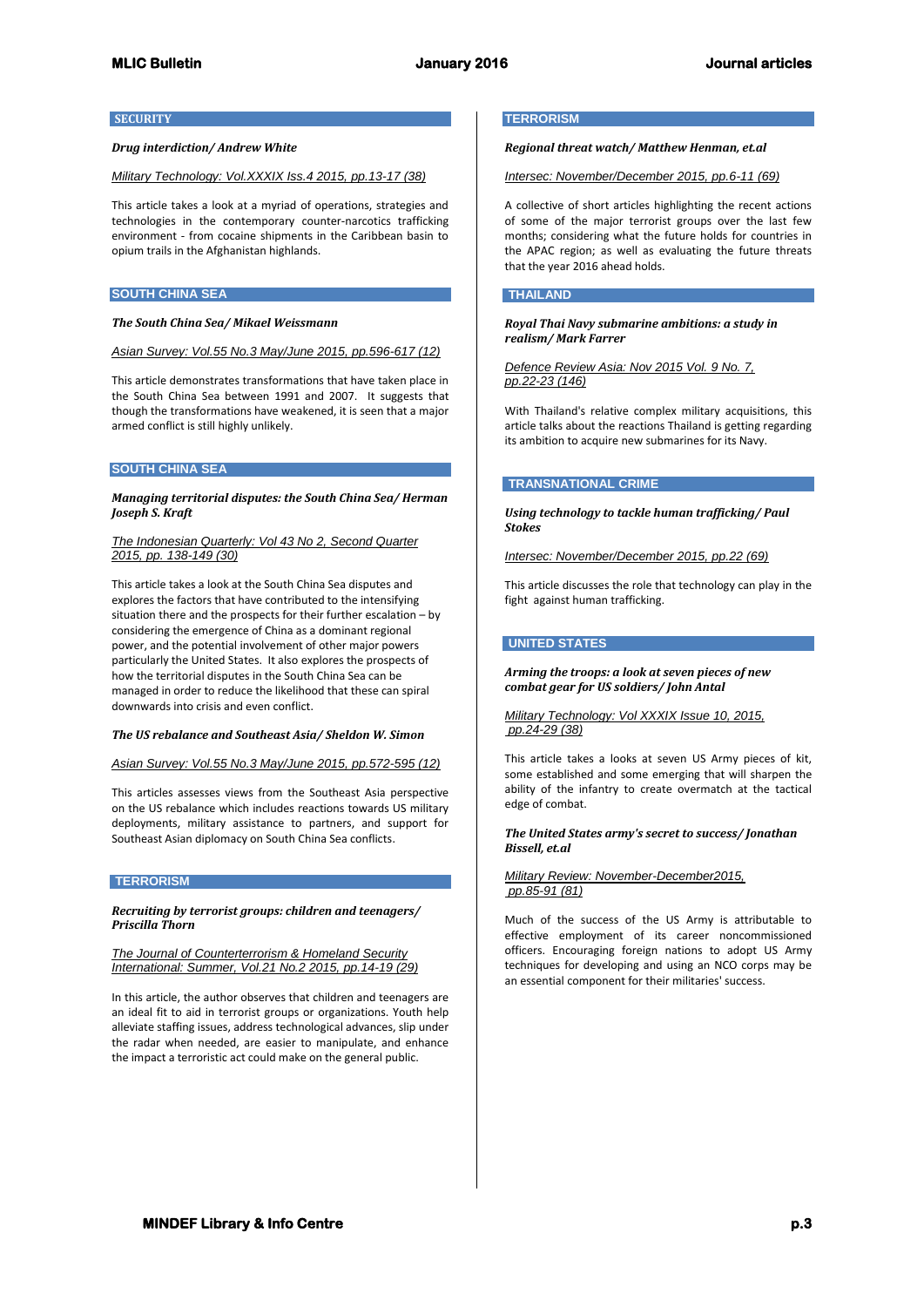## SECURITY

***Drug interdiction/ Andrew White***

Military Technology: Vol.XXXIX Iss.4 2015, pp.13-17 (38)

This article takes a look at a myriad of operations, strategies and technologies in the contemporary counter-narcotics trafficking environment - from cocaine shipments in the Caribbean basin to opium trails in the Afghanistan highlands.

## SOUTH CHINA SEA

***The South China Sea/ Mikael Weissmann***

Asian Survey: Vol.55 No.3 May/June 2015, pp.596-617 (12)

This article demonstrates transformations that have taken place in the South China Sea between 1991 and 2007. It suggests that though the transformations have weakened, it is seen that a major armed conflict is still highly unlikely.

## SOUTH CHINA SEA

***Managing territorial disputes: the South China Sea/ Herman Joseph S. Kraft***

The Indonesian Quarterly: Vol 43 No 2, Second Quarter 2015, pp. 138-149 (30)

This article takes a look at the South China Sea disputes and explores the factors that have contributed to the intensifying situation there and the prospects for their further escalation – by considering the emergence of China as a dominant regional power, and the potential involvement of other major powers particularly the United States. It also explores the prospects of how the territorial disputes in the South China Sea can be managed in order to reduce the likelihood that these can spiral downwards into crisis and even conflict.

***The US rebalance and Southeast Asia/ Sheldon W. Simon***

Asian Survey: Vol.55 No.3 May/June 2015, pp.572-595 (12)

This articles assesses views from the Southeast Asia perspective on the US rebalance which includes reactions towards US military deployments, military assistance to partners, and support for Southeast Asian diplomacy on South China Sea conflicts.

## TERRORISM

***Recruiting by terrorist groups: children and teenagers/ Priscilla Thorn***

The Journal of Counterterrorism & Homeland Security International: Summer, Vol.21 No.2 2015, pp.14-19 (29)

In this article, the author observes that children and teenagers are an ideal fit to aid in terrorist groups or organizations. Youth help alleviate staffing issues, address technological advances, slip under the radar when needed, are easier to manipulate, and enhance the impact a terroristic act could make on the general public.

## TERRORISM

***Regional threat watch/ Matthew Henman, et.al***

Intersec: November/December 2015, pp.6-11 (69)

A collective of short articles highlighting the recent actions of some of the major terrorist groups over the last few months; considering what the future holds for countries in the APAC region; as well as evaluating the future threats that the year 2016 ahead holds.

## THAILAND

***Royal Thai Navy submarine ambitions: a study in realism/ Mark Farrer***

Defence Review Asia: Nov 2015 Vol. 9 No. 7, pp.22-23 (146)

With Thailand's relative complex military acquisitions, this article talks about the reactions Thailand is getting regarding its ambition to acquire new submarines for its Navy.

## TRANSNATIONAL CRIME

***Using technology to tackle human trafficking/ Paul Stokes***

Intersec: November/December 2015, pp.22 (69)

This article discusses the role that technology can play in the fight against human trafficking.

## UNITED STATES

***Arming the troops: a look at seven pieces of new combat gear for US soldiers/ John Antal***

Military Technology: Vol XXXIX Issue 10, 2015, pp.24-29 (38)

This article takes a looks at seven US Army pieces of kit, some established and some emerging that will sharpen the ability of the infantry to create overmatch at the tactical edge of combat.

***The United States army's secret to success/ Jonathan Bissell, et.al***

Military Review: November-December2015, pp.85-91 (81)

Much of the success of the US Army is attributable to effective employment of its career noncommissioned officers. Encouraging foreign nations to adopt US Army techniques for developing and using an NCO corps may be an essential component for their militaries' success.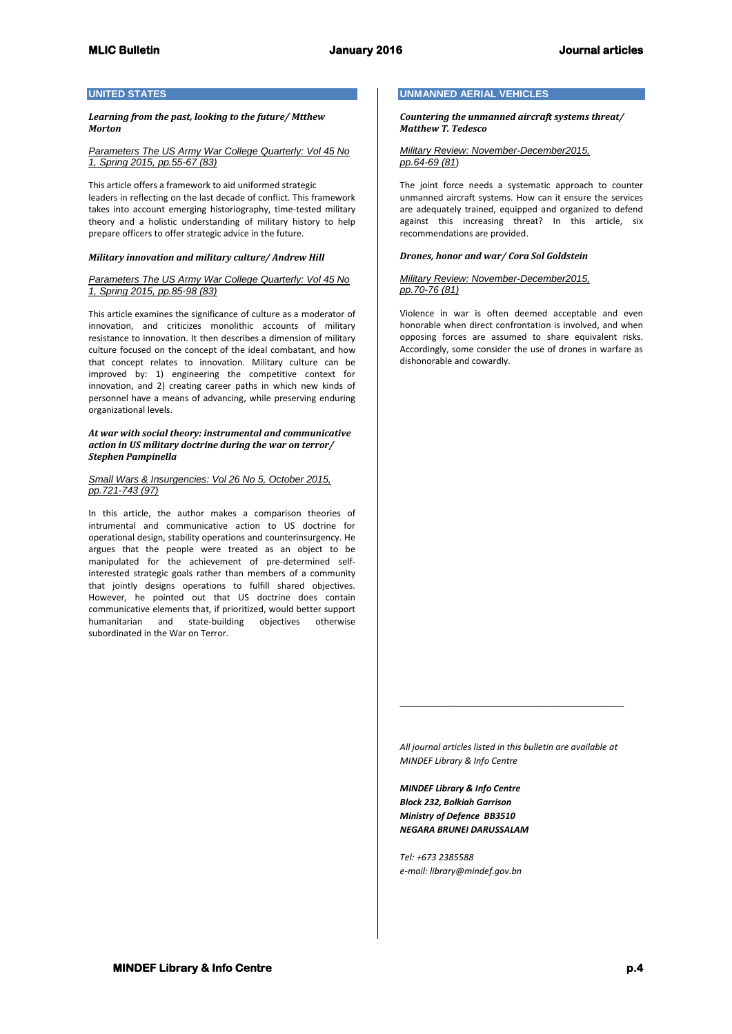## UNITED STATES

***Learning from the past, looking to the future/ Mtthew Morton***

*Parameters The US Army War College Quarterly: Vol 45 No 1, Spring 2015, pp.55-67 (83)*

This article offers a framework to aid uniformed strategic leaders in reflecting on the last decade of conflict. This framework takes into account emerging historiography, time-tested military theory and a holistic understanding of military history to help prepare officers to offer strategic advice in the future.

***Military innovation and military culture/ Andrew Hill***

*Parameters The US Army War College Quarterly: Vol 45 No 1, Spring 2015, pp.85-98 (83)*

This article examines the significance of culture as a moderator of innovation, and criticizes monolithic accounts of military resistance to innovation. It then describes a dimension of military culture focused on the concept of the ideal combatant, and how that concept relates to innovation. Military culture can be improved by: 1) engineering the competitive context for innovation, and 2) creating career paths in which new kinds of personnel have a means of advancing, while preserving enduring organizational levels.

***At war with social theory: instrumental and communicative action in US military doctrine during the war on terror/ Stephen Pampinella***

*Small Wars & Insurgencies: Vol 26 No 5, October 2015, pp.721-743 (97)*

In this article, the author makes a comparison theories of intrumental and communicative action to US doctrine for operational design, stability operations and counterinsurgency. He argues that the people were treated as an object to be manipulated for the achievement of pre-determined self-interested strategic goals rather than members of a community that jointly designs operations to fulfill shared objectives. However, he pointed out that US doctrine does contain communicative elements that, if prioritized, would better support humanitarian and state-building objectives otherwise subordinated in the War on Terror.

## UNMANNED AERIAL VEHICLES

***Countering the unmanned aircraft systems threat/ Matthew T. Tedesco***

*Military Review: November-December2015, pp.64-69 (81)*

The joint force needs a systematic approach to counter unmanned aircraft systems. How can it ensure the services are adequately trained, equipped and organized to defend against this increasing threat? In this article, six recommendations are provided.

***Drones, honor and war/ Cora Sol Goldstein***

*Military Review: November-December2015, pp.70-76 (81)*

Violence in war is often deemed acceptable and even honorable when direct confrontation is involved, and when opposing forces are assumed to share equivalent risks. Accordingly, some consider the use of drones in warfare as dishonorable and cowardly.

---

*All journal articles listed in this bulletin are available at MINDEF Library & Info Centre*

***MINDEF Library & Info Centre***
***Block 232, Bolkiah Garrison***
***Ministry of Defence BB3510***
***NEGARA BRUNEI DARUSSALAM***

*Tel: +673 2385588*
*e-mail: library@mindef.gov.bn*